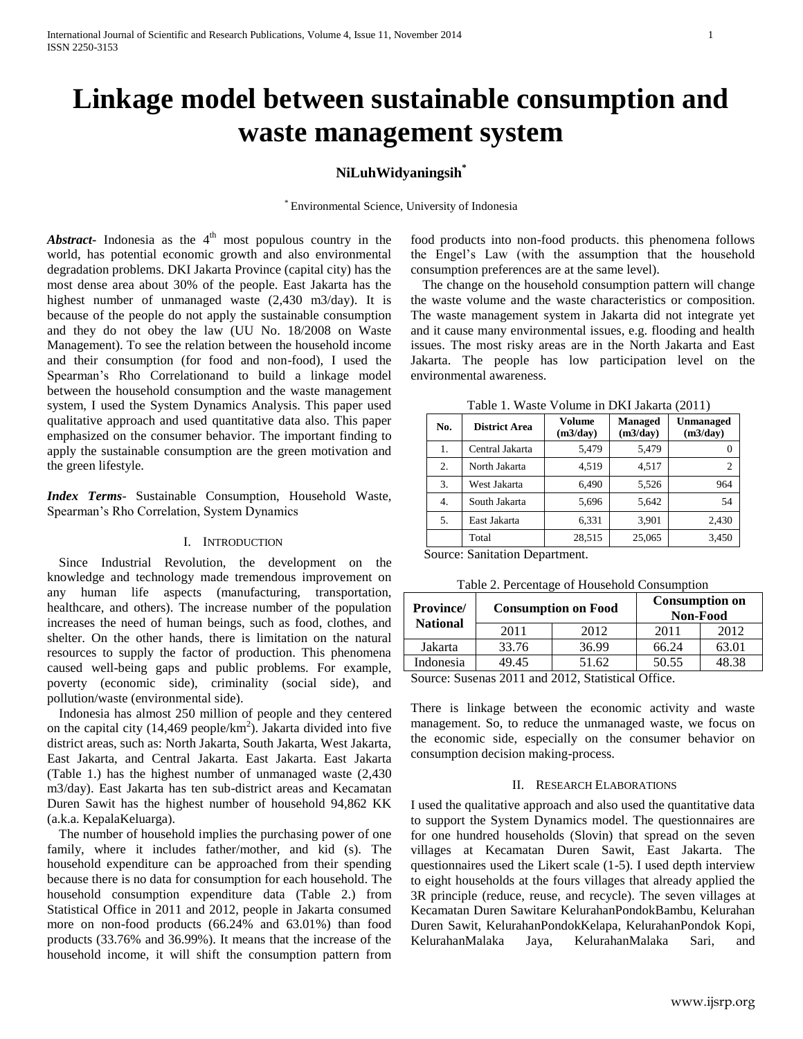# Linkage model between sustainable consumption and waste management system

**NiLuhWidyaningsih***

\* Environmental Science, University of Indonesia

***Abstract***- Indonesia as the 4th most populous country in the world, has potential economic growth and also environmental degradation problems. DKI Jakarta Province (capital city) has the most dense area about 30% of the people. East Jakarta has the highest number of unmanaged waste (2,430 m3/day). It is because of the people do not apply the sustainable consumption and they do not obey the law (UU No. 18/2008 on Waste Management). To see the relation between the household income and their consumption (for food and non-food), I used the Spearman's Rho Correlationand to build a linkage model between the household consumption and the waste management system, I used the System Dynamics Analysis. This paper used qualitative approach and used quantitative data also. This paper emphasized on the consumer behavior. The important finding to apply the sustainable consumption are the green motivation and the green lifestyle.

***Index Terms***- Sustainable Consumption, Household Waste, Spearman's Rho Correlation, System Dynamics

## I. Introduction

Since Industrial Revolution, the development on the knowledge and technology made tremendous improvement on any human life aspects (manufacturing, transportation, healthcare, and others). The increase number of the population increases the need of human beings, such as food, clothes, and shelter. On the other hands, there is limitation on the natural resources to supply the factor of production. This phenomena caused well-being gaps and public problems. For example, poverty (economic side), criminality (social side), and pollution/waste (environmental side).

Indonesia has almost 250 million of people and they centered on the capital city (14,469 people/km$^2$). Jakarta divided into five district areas, such as: North Jakarta, South Jakarta, West Jakarta, East Jakarta, and Central Jakarta. East Jakarta. East Jakarta (Table 1.) has the highest number of unmanaged waste (2,430 m3/day). East Jakarta has ten sub-district areas and Kecamatan Duren Sawit has the highest number of household 94,862 KK (a.k.a. KepalaKeluarga).

The number of household implies the purchasing power of one family, where it includes father/mother, and kid (s). The household expenditure can be approached from their spending because there is no data for consumption for each household. The household consumption expenditure data (Table 2.) from Statistical Office in 2011 and 2012, people in Jakarta consumed more on non-food products (66.24% and 63.01%) than food products (33.76% and 36.99%). It means that the increase of the household income, it will shift the consumption pattern from food products into non-food products. this phenomena follows the Engel's Law (with the assumption that the household consumption preferences are at the same level).

The change on the household consumption pattern will change the waste volume and the waste characteristics or composition. The waste management system in Jakarta did not integrate yet and it cause many environmental issues, e.g. flooding and health issues. The most risky areas are in the North Jakarta and East Jakarta. The people has low participation level on the environmental awareness.

Table 1. Waste Volume in DKI Jakarta (2011)

| No. | District Area | Volume (m3/day) | Managed (m3/day) | Unmanaged (m3/day) |
|---|---|---|---|---|
| 1. | Central Jakarta | 5,479 | 5,479 | 0 |
| 2. | North Jakarta | 4,519 | 4,517 | 2 |
| 3. | West Jakarta | 6,490 | 5,526 | 964 |
| 4. | South Jakarta | 5,696 | 5,642 | 54 |
| 5. | East Jakarta | 6,331 | 3,901 | 2,430 |
| | Total | 28,515 | 25,065 | 3,450 |

Source: Sanitation Department.

Table 2. Percentage of Household Consumption

| Province/ National | Consumption on Food | | Consumption on Non-Food | |
|---|---|---|---|---|
| | 2011 | 2012 | 2011 | 2012 |
| Jakarta | 33.76 | 36.99 | 66.24 | 63.01 |
| Indonesia | 49.45 | 51.62 | 50.55 | 48.38 |

Source: Susenas 2011 and 2012, Statistical Office.

There is linkage between the economic activity and waste management. So, to reduce the unmanaged waste, we focus on the economic side, especially on the consumer behavior on consumption decision making-process.

## II. Research Elaborations

I used the qualitative approach and also used the quantitative data to support the System Dynamics model. The questionnaires are for one hundred households (Slovin) that spread on the seven villages at Kecamatan Duren Sawit, East Jakarta. The questionnaires used the Likert scale (1-5). I used depth interview to eight households at the fours villages that already applied the 3R principle (reduce, reuse, and recycle). The seven villages at Kecamatan Duren Sawitare KelurahanPondokBambu, Kelurahan Duren Sawit, KelurahanPondokKelapa, KelurahanPondok Kopi, KelurahanMalaka Jaya, KelurahanMalaka Sari, and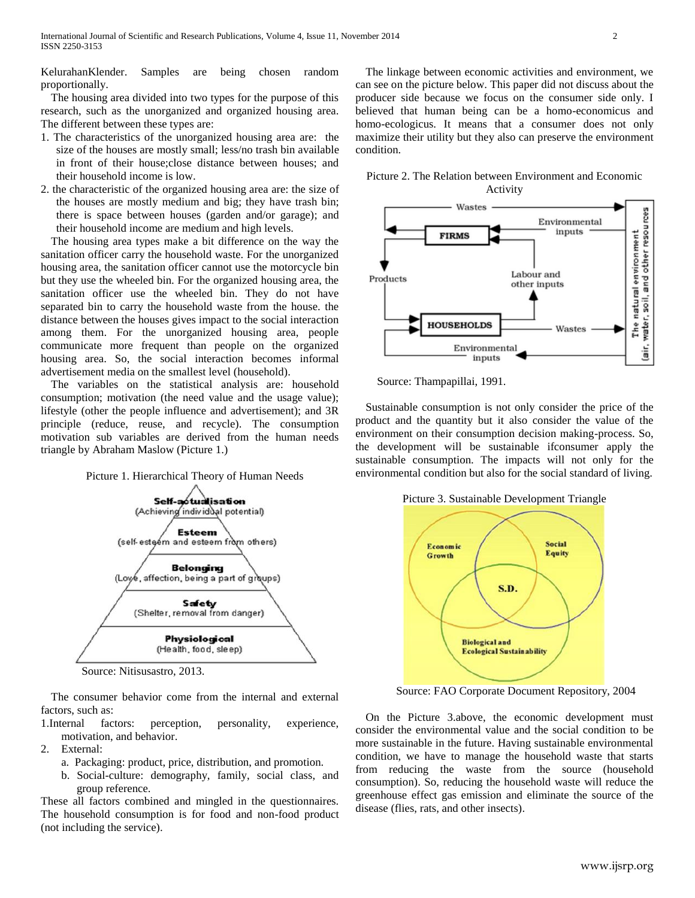KelurahanKlender. Samples are being chosen random proportionally.

The housing area divided into two types for the purpose of this research, such as the unorganized and organized housing area. The different between these types are:

1. The characteristics of the unorganized housing area are: the size of the houses are mostly small; less/no trash bin available in front of their house;close distance between houses; and their household income is low.
2. the characteristic of the organized housing area are: the size of the houses are mostly medium and big; they have trash bin; there is space between houses (garden and/or garage); and their household income are medium and high levels.

The housing area types make a bit difference on the way the sanitation officer carry the household waste. For the unorganized housing area, the sanitation officer cannot use the motorcycle bin but they use the wheeled bin. For the organized housing area, the sanitation officer use the wheeled bin. They do not have separated bin to carry the household waste from the house. the distance between the houses gives impact to the social interaction among them. For the unorganized housing area, people communicate more frequent than people on the organized housing area. So, the social interaction becomes informal advertisement media on the smallest level (household).

The variables on the statistical analysis are: household consumption; motivation (the need value and the usage value); lifestyle (other the people influence and advertisement); and 3R principle (reduce, reuse, and recycle). The consumption motivation sub variables are derived from the human needs triangle by Abraham Maslow (Picture 1.)

Picture 1. Hierarchical Theory of Human Needs

Source: Nitisusastro, 2013.

The consumer behavior come from the internal and external factors, such as:

1. Internal factors: perception, personality, experience, motivation, and behavior.
2. External:
   a. Packaging: product, price, distribution, and promotion.
   b. Social-culture: demography, family, social class, and group reference.

These all factors combined and mingled in the questionnaires. The household consumption is for food and non-food product (not including the service).

The linkage between economic activities and environment, we can see on the picture below. This paper did not discuss about the producer side because we focus on the consumer side only. I believed that human being can be a homo-economicus and homo-ecologicus. It means that a consumer does not only maximize their utility but they also can preserve the environment condition.

Picture 2. The Relation between Environment and Economic Activity

Source: Thampapillai, 1991.

Sustainable consumption is not only consider the price of the product and the quantity but it also consider the value of the environment on their consumption decision making-process. So, the development will be sustainable ifconsumer apply the sustainable consumption. The impacts will not only for the environmental condition but also for the social standard of living.

Picture 3. Sustainable Development Triangle

Source: FAO Corporate Document Repository, 2004

On the Picture 3.above, the economic development must consider the environmental value and the social condition to be more sustainable in the future. Having sustainable environmental condition, we have to manage the household waste that starts from reducing the waste from the source (household consumption). So, reducing the household waste will reduce the greenhouse effect gas emission and eliminate the source of the disease (flies, rats, and other insects).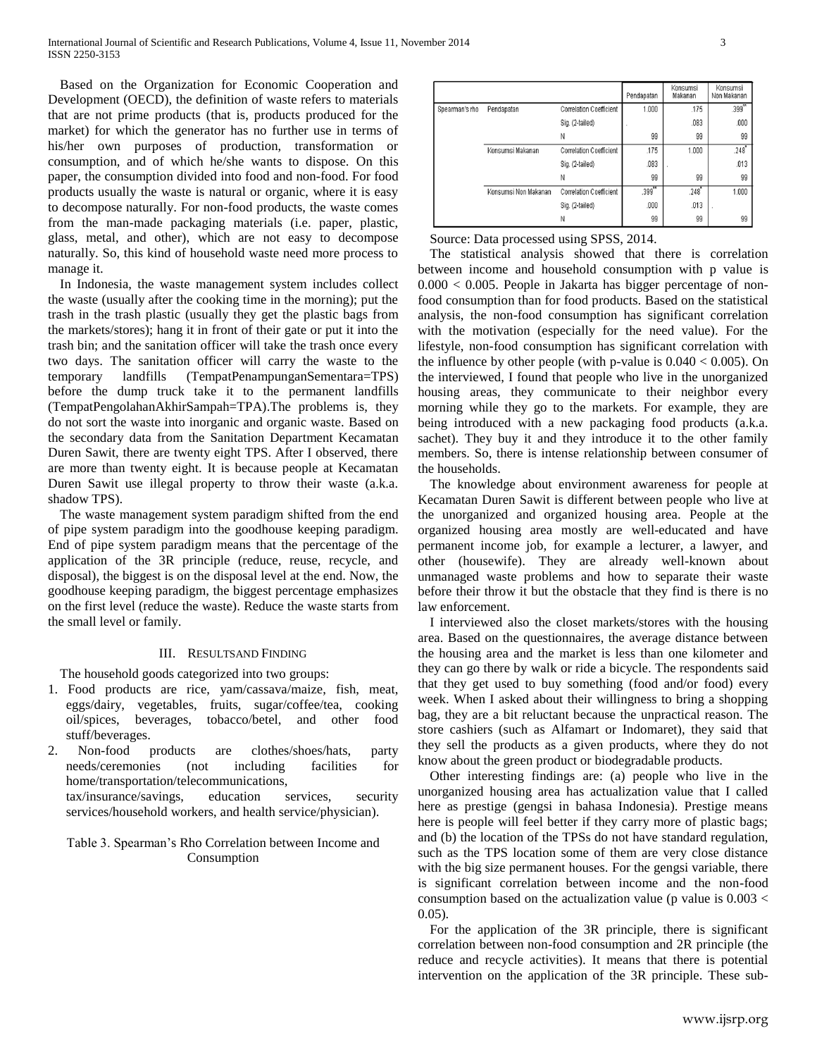Based on the Organization for Economic Cooperation and Development (OECD), the definition of waste refers to materials that are not prime products (that is, products produced for the market) for which the generator has no further use in terms of his/her own purposes of production, transformation or consumption, and of which he/she wants to dispose. On this paper, the consumption divided into food and non-food. For food products usually the waste is natural or organic, where it is easy to decompose naturally. For non-food products, the waste comes from the man-made packaging materials (i.e. paper, plastic, glass, metal, and other), which are not easy to decompose naturally. So, this kind of household waste need more process to manage it.

In Indonesia, the waste management system includes collect the waste (usually after the cooking time in the morning); put the trash in the trash plastic (usually they get the plastic bags from the markets/stores); hang it in front of their gate or put it into the trash bin; and the sanitation officer will take the trash once every two days. The sanitation officer will carry the waste to the temporary landfills (TempatPenampunganSementara=TPS) before the dump truck take it to the permanent landfills (TempatPengolahanAkhirSampah=TPA).The problems is, they do not sort the waste into inorganic and organic waste. Based on the secondary data from the Sanitation Department Kecamatan Duren Sawit, there are twenty eight TPS. After I observed, there are more than twenty eight. It is because people at Kecamatan Duren Sawit use illegal property to throw their waste (a.k.a. shadow TPS).

The waste management system paradigm shifted from the end of pipe system paradigm into the goodhouse keeping paradigm. End of pipe system paradigm means that the percentage of the application of the 3R principle (reduce, reuse, recycle, and disposal), the biggest is on the disposal level at the end. Now, the goodhouse keeping paradigm, the biggest percentage emphasizes on the first level (reduce the waste). Reduce the waste starts from the small level or family.

## III. RESULTSAND FINDING

The household goods categorized into two groups:

1. Food products are rice, yam/cassava/maize, fish, meat, eggs/dairy, vegetables, fruits, sugar/coffee/tea, cooking oil/spices, beverages, tobacco/betel, and other food stuff/beverages.
2. Non-food products are clothes/shoes/hats, party needs/ceremonies (not including facilities for home/transportation/telecommunications, tax/insurance/savings, education services, security services/household workers, and health service/physician).

Table 3. Spearman's Rho Correlation between Income and Consumption

| | | | Pendapatan | Konsumsi Makanan | Konsumsi Non Makanan |
|---|---|---|---|---|---|
| Spearman's rho | Pendapatan | Correlation Coefficient | 1.000 | .175 | .399** |
| | | Sig. (2-tailed) | . | .083 | .000 |
| | | N | 99 | 99 | 99 |
| | Konsumsi Makanan | Correlation Coefficient | .175 | 1.000 | .248* |
| | | Sig. (2-tailed) | .083 | . | .013 |
| | | N | 99 | 99 | 99 |
| | Konsumsi Non Makanan | Correlation Coefficient | .399** | .248* | 1.000 |
| | | Sig. (2-tailed) | .000 | .013 | . |
| | | N | 99 | 99 | 99 |

Source: Data processed using SPSS, 2014.

The statistical analysis showed that there is correlation between income and household consumption with p value is $0.000 < 0.005$. People in Jakarta has bigger percentage of non-food consumption than for food products. Based on the statistical analysis, the non-food consumption has significant correlation with the motivation (especially for the need value). For the lifestyle, non-food consumption has significant correlation with the influence by other people (with p-value is $0.040 < 0.005$). On the interviewed, I found that people who live in the unorganized housing areas, they communicate to their neighbor every morning while they go to the markets. For example, they are being introduced with a new packaging food products (a.k.a. sachet). They buy it and they introduce it to the other family members. So, there is intense relationship between consumer of the households.

The knowledge about environment awareness for people at Kecamatan Duren Sawit is different between people who live at the unorganized and organized housing area. People at the organized housing area mostly are well-educated and have permanent income job, for example a lecturer, a lawyer, and other (housewife). They are already well-known about unmanaged waste problems and how to separate their waste before their throw it but the obstacle that they find is there is no law enforcement.

I interviewed also the closet markets/stores with the housing area. Based on the questionnaires, the average distance between the housing area and the market is less than one kilometer and they can go there by walk or ride a bicycle. The respondents said that they get used to buy something (food and/or food) every week. When I asked about their willingness to bring a shopping bag, they are a bit reluctant because the unpractical reason. The store cashiers (such as Alfamart or Indomaret), they said that they sell the products as a given products, where they do not know about the green product or biodegradable products.

Other interesting findings are: (a) people who live in the unorganized housing area has actualization value that I called here as prestige (gengsi in bahasa Indonesia). Prestige means here is people will feel better if they carry more of plastic bags; and (b) the location of the TPSs do not have standard regulation, such as the TPS location some of them are very close distance with the big size permanent houses. For the gengsi variable, there is significant correlation between income and the non-food consumption based on the actualization value (p value is $0.003 < 0.05$).

For the application of the 3R principle, there is significant correlation between non-food consumption and 2R principle (the reduce and recycle activities). It means that there is potential intervention on the application of the 3R principle. These sub-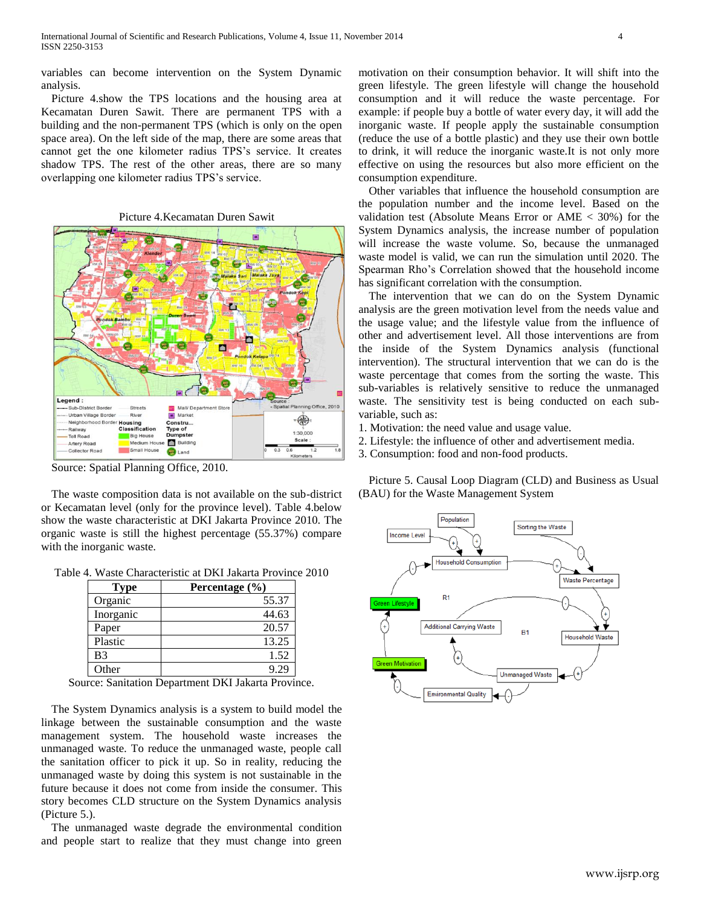variables can become intervention on the System Dynamic analysis.

Picture 4.show the TPS locations and the housing area at Kecamatan Duren Sawit. There are permanent TPS with a building and the non-permanent TPS (which is only on the open space area). On the left side of the map, there are some areas that cannot get the one kilometer radius TPS's service. It creates shadow TPS. The rest of the other areas, there are so many overlapping one kilometer radius TPS's service.

Picture 4.Kecamatan Duren Sawit

Source: Spatial Planning Office, 2010.

The waste composition data is not available on the sub-district or Kecamatan level (only for the province level). Table 4.below show the waste characteristic at DKI Jakarta Province 2010. The organic waste is still the highest percentage (55.37%) compare with the inorganic waste.

Table 4. Waste Characteristic at DKI Jakarta Province 2010

| Type | Percentage (%) |
|---|---|
| Organic | 55.37 |
| Inorganic | 44.63 |
| Paper | 20.57 |
| Plastic | 13.25 |
| B3 | 1.52 |
| Other | 9.29 |

Source: Sanitation Department DKI Jakarta Province.

The System Dynamics analysis is a system to build model the linkage between the sustainable consumption and the waste management system. The household waste increases the unmanaged waste. To reduce the unmanaged waste, people call the sanitation officer to pick it up. So in reality, reducing the unmanaged waste by doing this system is not sustainable in the future because it does not come from inside the consumer. This story becomes CLD structure on the System Dynamics analysis (Picture 5.).

The unmanaged waste degrade the environmental condition and people start to realize that they must change into green motivation on their consumption behavior. It will shift into the green lifestyle. The green lifestyle will change the household consumption and it will reduce the waste percentage. For example: if people buy a bottle of water every day, it will add the inorganic waste. If people apply the sustainable consumption (reduce the use of a bottle plastic) and they use their own bottle to drink, it will reduce the inorganic waste.It is not only more effective on using the resources but also more efficient on the consumption expenditure.

Other variables that influence the household consumption are the population number and the income level. Based on the validation test (Absolute Means Error or AME < 30%) for the System Dynamics analysis, the increase number of population will increase the waste volume. So, because the unmanaged waste model is valid, we can run the simulation until 2020. The Spearman Rho's Correlation showed that the household income has significant correlation with the consumption.

The intervention that we can do on the System Dynamic analysis are the green motivation level from the needs value and the usage value; and the lifestyle value from the influence of other and advertisement level. All those interventions are from the inside of the System Dynamics analysis (functional intervention). The structural intervention that we can do is the waste percentage that comes from the sorting the waste. This sub-variables is relatively sensitive to reduce the unmanaged waste. The sensitivity test is being conducted on each sub-variable, such as:

1. Motivation: the need value and usage value.
2. Lifestyle: the influence of other and advertisement media.
3. Consumption: food and non-food products.

Picture 5. Causal Loop Diagram (CLD) and Business as Usual (BAU) for the Waste Management System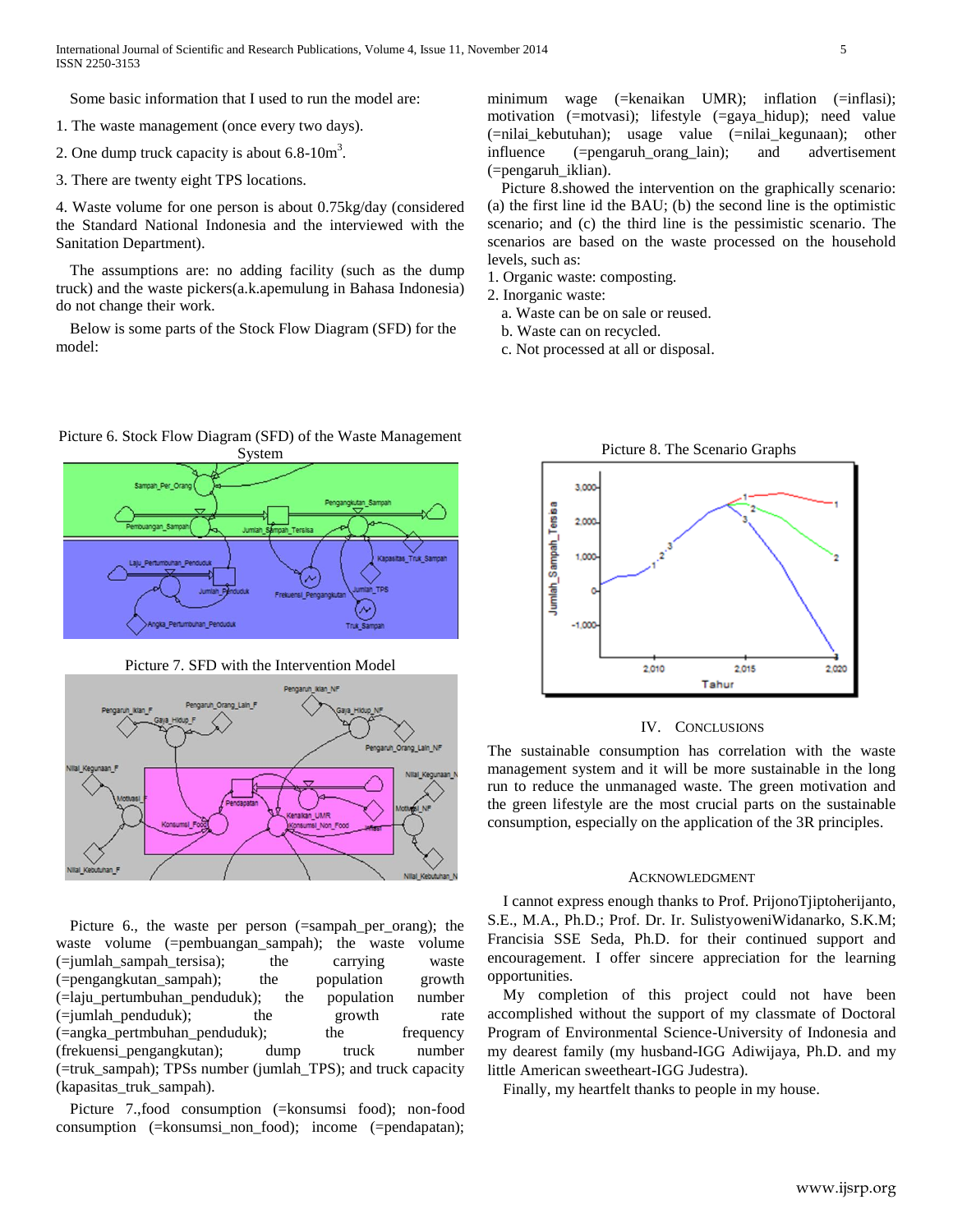Some basic information that I used to run the model are:

1. The waste management (once every two days).
2. One dump truck capacity is about 6.8-10m$^3$.
3. There are twenty eight TPS locations.
4. Waste volume for one person is about 0.75kg/day (considered the Standard National Indonesia and the interviewed with the Sanitation Department).

The assumptions are: no adding facility (such as the dump truck) and the waste pickers(a.k.apemulung in Bahasa Indonesia) do not change their work.

Below is some parts of the Stock Flow Diagram (SFD) for the model:

Picture 6. Stock Flow Diagram (SFD) of the Waste Management System

Picture 7. SFD with the Intervention Model

Picture 6., the waste per person (=sampah_per_orang); the waste volume (=pembuangan_sampah); the waste volume (=jumlah_sampah_tersisa); the carrying waste (=pengangkutan_sampah); the population growth (=laju_pertumbuhan_penduduk); the population number (=jumlah_penduduk); the growth rate (=angka_pertmbuhan_penduduk); the frequency (frekuensi_pengangkutan); dump truck number (=truk_sampah); TPSs number (jumlah_TPS); and truck capacity (kapasitas_truk_sampah).

Picture 7.,food consumption (=konsumsi food); non-food consumption (=konsumsi_non_food); income (=pendapatan); minimum wage (=kenaikan UMR); inflation (=inflasi); motivation (=motvasi); lifestyle (=gaya_hidup); need value (=nilai_kebutuhan); usage value (=nilai_kegunaan); other influence (=pengaruh_orang_lain); and advertisement (=pengaruh_iklian).

Picture 8.showed the intervention on the graphically scenario: (a) the first line id the BAU; (b) the second line is the optimistic scenario; and (c) the third line is the pessimistic scenario. The scenarios are based on the waste processed on the household levels, such as:

1. Organic waste: composting.
2. Inorganic waste:
   a. Waste can be on sale or reused.
   b. Waste can on recycled.
   c. Not processed at all or disposal.

Picture 8. The Scenario Graphs

## IV. Conclusions

The sustainable consumption has correlation with the waste management system and it will be more sustainable in the long run to reduce the unmanaged waste. The green motivation and the green lifestyle are the most crucial parts on the sustainable consumption, especially on the application of the 3R principles.

## Acknowledgment

I cannot express enough thanks to Prof. PrijonoTjiptoherijanto, S.E., M.A., Ph.D.; Prof. Dr. Ir. SulistyoweniWidanarko, S.K.M; Francisia SSE Seda, Ph.D. for their continued support and encouragement. I offer sincere appreciation for the learning opportunities.

My completion of this project could not have been accomplished without the support of my classmate of Doctoral Program of Environmental Science-University of Indonesia and my dearest family (my husband-IGG Adiwijaya, Ph.D. and my little American sweetheart-IGG Judestra).

Finally, my heartfelt thanks to people in my house.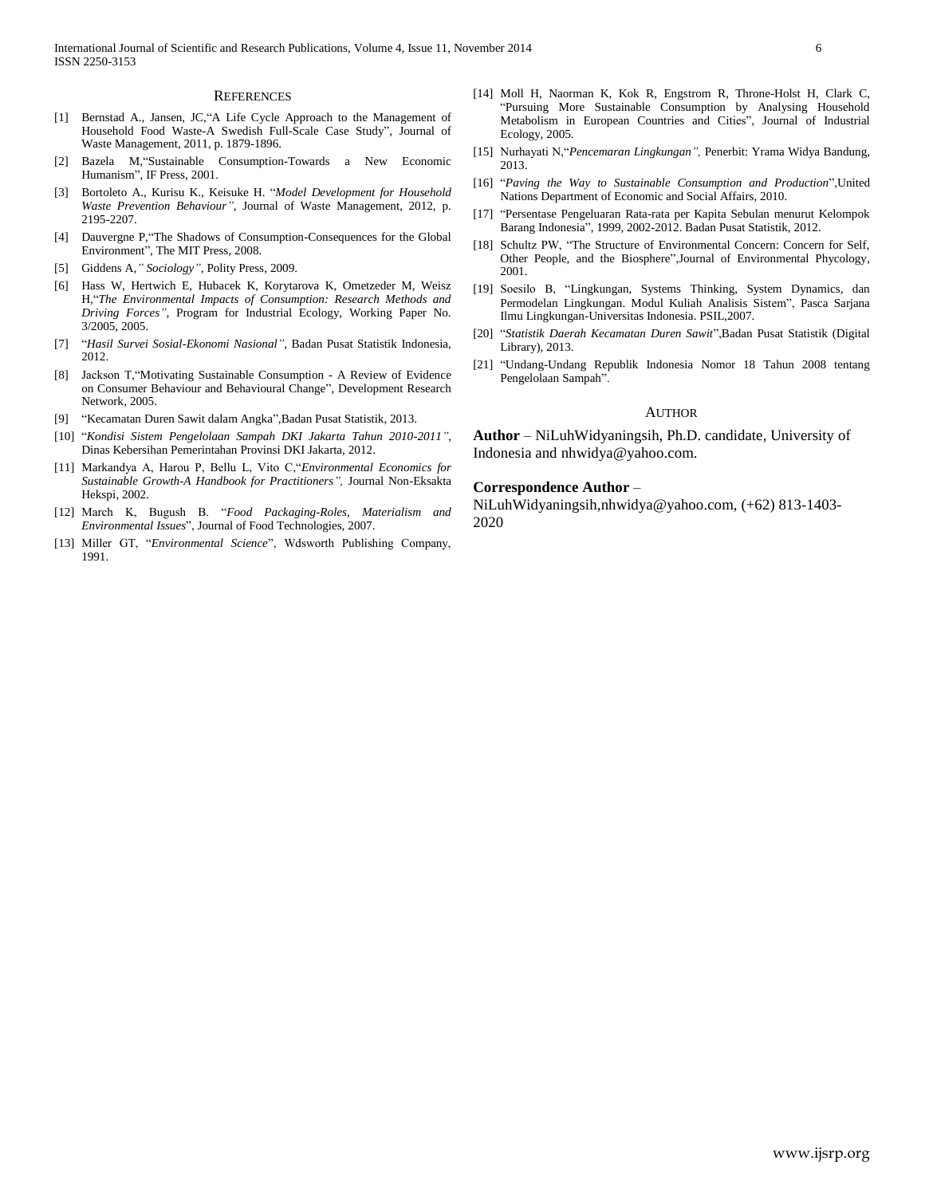## REFERENCES

[1] Bernstad A., Jansen, JC,"A Life Cycle Approach to the Management of Household Food Waste-A Swedish Full-Scale Case Study", Journal of Waste Management, 2011, p. 1879-1896.

[2] Bazela M,"Sustainable Consumption-Towards a New Economic Humanism", IF Press, 2001.

[3] Bortoleto A., Kurisu K., Keisuke H. "*Model Development for Household Waste Prevention Behaviour"*, Journal of Waste Management, 2012, p. 2195-2207.

[4] Dauvergne P,"The Shadows of Consumption-Consequences for the Global Environment", The MIT Press, 2008.

[5] Giddens A,*" Sociology"*, Polity Press, 2009.

[6] Hass W, Hertwich E, Hubacek K, Korytarova K, Ometzeder M, Weisz H,"*The Environmental Impacts of Consumption: Research Methods and Driving Forces"*, Program for Industrial Ecology, Working Paper No. 3/2005, 2005.

[7] "*Hasil Survei Sosial-Ekonomi Nasional"*, Badan Pusat Statistik Indonesia, 2012.

[8] Jackson T,"Motivating Sustainable Consumption - A Review of Evidence on Consumer Behaviour and Behavioural Change", Development Research Network, 2005.

[9] "Kecamatan Duren Sawit dalam Angka",Badan Pusat Statistik, 2013.

[10] "*Kondisi Sistem Pengelolaan Sampah DKI Jakarta Tahun 2010-2011"*, Dinas Kebersihan Pemerintahan Provinsi DKI Jakarta, 2012.

[11] Markandya A, Harou P, Bellu L, Vito C,"*Environmental Economics for Sustainable Growth-A Handbook for Practitioners",* Journal Non-Eksakta Hekspi, 2002.

[12] March K, Bugush B. "*Food Packaging-Roles, Materialism and Environmental Issues*", Journal of Food Technologies, 2007.

[13] Miller GT, "*Environmental Science*", Wdsworth Publishing Company, 1991.

[14] Moll H, Naorman K, Kok R, Engstrom R, Throne-Holst H, Clark C, "Pursuing More Sustainable Consumption by Analysing Household Metabolism in European Countries and Cities", Journal of Industrial Ecology, 2005.

[15] Nurhayati N,"*Pencemaran Lingkungan",* Penerbit: Yrama Widya Bandung, 2013.

[16] "*Paving the Way to Sustainable Consumption and Production*",United Nations Department of Economic and Social Affairs, 2010.

[17] "Persentase Pengeluaran Rata-rata per Kapita Sebulan menurut Kelompok Barang Indonesia", 1999, 2002-2012. Badan Pusat Statistik, 2012.

[18] Schultz PW, "The Structure of Environmental Concern: Concern for Self, Other People, and the Biosphere",Journal of Environmental Phycology, 2001.

[19] Soesilo B, "Lingkungan, Systems Thinking, System Dynamics, dan Permodelan Lingkungan. Modul Kuliah Analisis Sistem", Pasca Sarjana Ilmu Lingkungan-Universitas Indonesia. PSIL,2007.

[20] "*Statistik Daerah Kecamatan Duren Sawit*",Badan Pusat Statistik (Digital Library), 2013.

[21] "Undang-Undang Republik Indonesia Nomor 18 Tahun 2008 tentang Pengelolaan Sampah".

## AUTHOR

**Author** – NiLuhWidyaningsih, Ph.D. candidate, University of Indonesia and nhwidya@yahoo.com.

**Correspondence Author** – NiLuhWidyaningsih,nhwidya@yahoo.com, (+62) 813-1403-2020